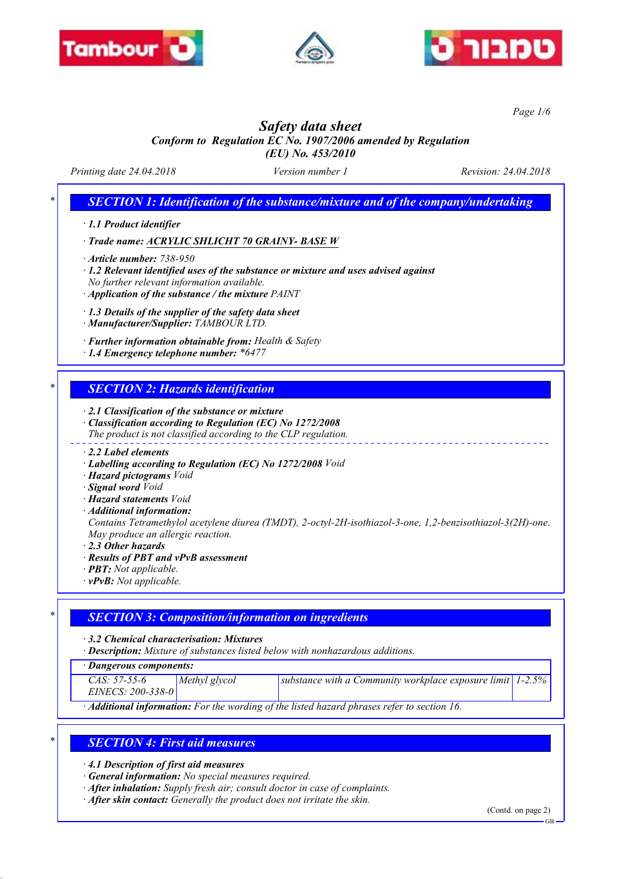# Safety data sheet

*Conform to Regulation EC No. 1907/2006 amended by Regulation (EU) No. 453/2010*

Printing date 24.04.2018 | Version number 1 | Revision: 24.04.2018

## SECTION 1: Identification of the substance/mixture and of the company/undertaking

- **1.1 Product identifier**
- **Trade name:** ACRYLIC SHLICHT 70 GRAINY- BASE W
- **Article number:** 738-950
- **1.2 Relevant identified uses of the substance or mixture and uses advised against**
  No further relevant information available.
- **Application of the substance / the mixture** PAINT
- **1.3 Details of the supplier of the safety data sheet**
- **Manufacturer/Supplier:** TAMBOUR LTD.
- **Further information obtainable from:** Health & Safety
- **1.4 Emergency telephone number:** *6477

## SECTION 2: Hazards identification

- **2.1 Classification of the substance or mixture**
- **Classification according to Regulation (EC) No 1272/2008**
  The product is not classified according to the CLP regulation.
- **2.2 Label elements**
- **Labelling according to Regulation (EC) No 1272/2008** Void
- **Hazard pictograms** Void
- **Signal word** Void
- **Hazard statements** Void
- **Additional information:**
  Contains Tetramethylol acetylene diurea (TMDT), 2-octyl-2H-isothiazol-3-one, 1,2-benzisothiazol-3(2H)-one. May produce an allergic reaction.
- **2.3 Other hazards**
- **Results of PBT and vPvB assessment**
- **PBT:** Not applicable.
- **vPvB:** Not applicable.

## SECTION 3: Composition/information on ingredients

- **3.2 Chemical characterisation: Mixtures**
- **Description:** Mixture of substances listed below with nonhazardous additions.

| Dangerous components: | | | |
|---|---|---|---|
| CAS: 57-55-6<br>EINECS: 200-338-0 | Methyl glycol | substance with a Community workplace exposure limit | 1-2.5% |

- **Additional information:** For the wording of the listed hazard phrases refer to section 16.

## SECTION 4: First aid measures

- **4.1 Description of first aid measures**
- **General information:** No special measures required.
- **After inhalation:** Supply fresh air; consult doctor in case of complaints.
- **After skin contact:** Generally the product does not irritate the skin.

(Contd. on page 2)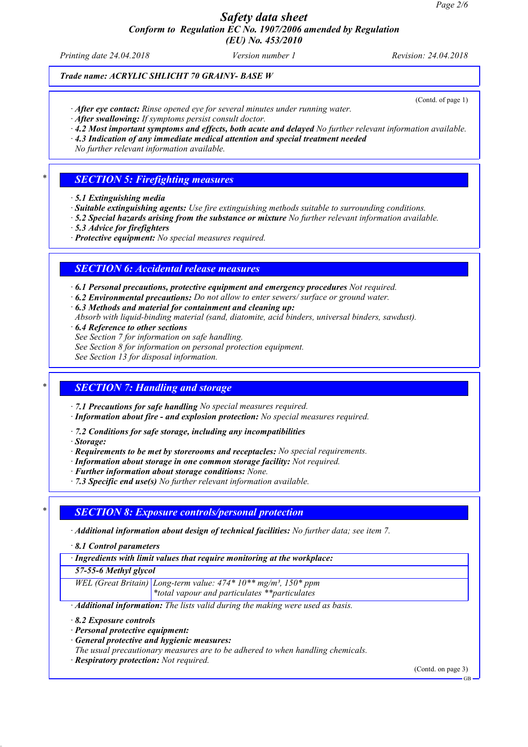*Safety data sheet*
*Conform to Regulation EC No. 1907/2006 amended by Regulation (EU) No. 453/2010*

Printing date 24.04.2018 | Version number 1 | Revision: 24.04.2018

**Trade name: ACRYLIC SHLICHT 70 GRAINY- BASE W**

(Contd. of page 1)

· **After eye contact:** Rinse opened eye for several minutes under running water.
· **After swallowing:** If symptoms persist consult doctor.
· **4.2 Most important symptoms and effects, both acute and delayed** No further relevant information available.
· **4.3 Indication of any immediate medical attention and special treatment needed**
No further relevant information available.

## SECTION 5: Firefighting measures

· **5.1 Extinguishing media**
· **Suitable extinguishing agents:** Use fire extinguishing methods suitable to surrounding conditions.
· **5.2 Special hazards arising from the substance or mixture** No further relevant information available.
· **5.3 Advice for firefighters**
· **Protective equipment:** No special measures required.

## SECTION 6: Accidental release measures

· **6.1 Personal precautions, protective equipment and emergency procedures** Not required.
· **6.2 Environmental precautions:** Do not allow to enter sewers/ surface or ground water.
· **6.3 Methods and material for containment and cleaning up:**
Absorb with liquid-binding material (sand, diatomite, acid binders, universal binders, sawdust).
· **6.4 Reference to other sections**
See Section 7 for information on safe handling.
See Section 8 for information on personal protection equipment.
See Section 13 for disposal information.

## SECTION 7: Handling and storage

· **7.1 Precautions for safe handling** No special measures required.
· **Information about fire - and explosion protection:** No special measures required.

· **7.2 Conditions for safe storage, including any incompatibilities**
· **Storage:**
· **Requirements to be met by storerooms and receptacles:** No special requirements.
· **Information about storage in one common storage facility:** Not required.
· **Further information about storage conditions:** None.
· **7.3 Specific end use(s)** No further relevant information available.

## SECTION 8: Exposure controls/personal protection

· **Additional information about design of technical facilities:** No further data; see item 7.

· **8.1 Control parameters**

| · **Ingredients with limit values that require monitoring at the workplace:** | |
|---|---|
| **57-55-6 Methyl glycol** | |
| WEL (Great Britain) | Long-term value: 474* 10** mg/m³, 150* ppm<br>*total vapour and particulates **particulates |

· **Additional information:** The lists valid during the making were used as basis.

· **8.2 Exposure controls**
· **Personal protective equipment:**
· **General protective and hygienic measures:**
The usual precautionary measures are to be adhered to when handling chemicals.
· **Respiratory protection:** Not required.

(Contd. on page 3)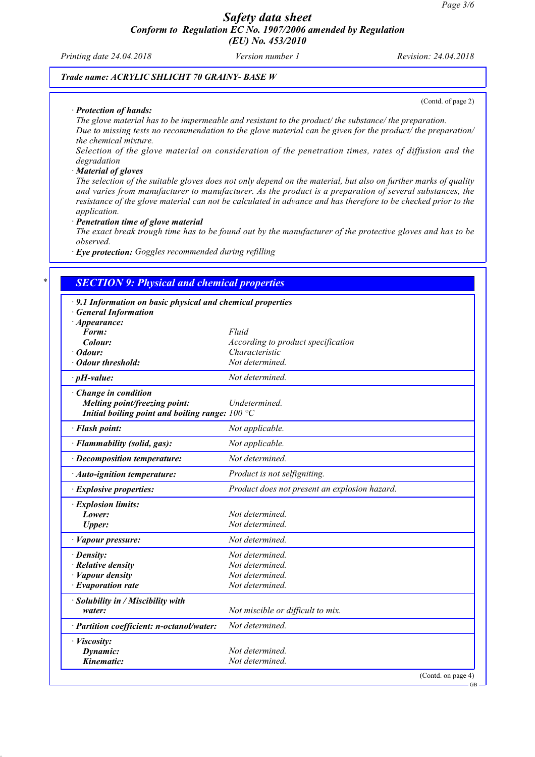Trade name: ACRYLIC SHLICHT 70 GRAINY- BASE W

(Contd. of page 2)

· **Protection of hands:**
The glove material has to be impermeable and resistant to the product/ the substance/ the preparation.
Due to missing tests no recommendation to the glove material can be given for the product/ the preparation/ the chemical mixture.
Selection of the glove material on consideration of the penetration times, rates of diffusion and the degradation
· **Material of gloves**
The selection of the suitable gloves does not only depend on the material, but also on further marks of quality and varies from manufacturer to manufacturer. As the product is a preparation of several substances, the resistance of the glove material can not be calculated in advance and has therefore to be checked prior to the application.
· **Penetration time of glove material**
The exact break trough time has to be found out by the manufacturer of the protective gloves and has to be observed.
· **Eye protection:** Goggles recommended during refilling

\*

## SECTION 9: Physical and chemical properties

· **9.1 Information on basic physical and chemical properties**
· **General Information**
· **Appearance:**

| | |
|---|---|
| **Form:** | Fluid |
| **Colour:** | According to product specification |
| · **Odour:** | Characteristic |
| · **Odour threshold:** | Not determined. |
| · **pH-value:** | Not determined. |
| · **Change in condition** | |
| **Melting point/freezing point:** | Undetermined. |
| **Initial boiling point and boiling range:** | 100 °C |
| · **Flash point:** | Not applicable. |
| · **Flammability (solid, gas):** | Not applicable. |
| · **Decomposition temperature:** | Not determined. |
| · **Auto-ignition temperature:** | Product is not selfigniting. |
| · **Explosive properties:** | Product does not present an explosion hazard. |
| · **Explosion limits:** | |
| **Lower:** | Not determined. |
| **Upper:** | Not determined. |
| · **Vapour pressure:** | Not determined. |
| · **Density:** | Not determined. |
| · **Relative density** | Not determined. |
| · **Vapour density** | Not determined. |
| · **Evaporation rate** | Not determined. |
| · **Solubility in / Miscibility with water:** | Not miscible or difficult to mix. |
| · **Partition coefficient: n-octanol/water:** | Not determined. |
| · **Viscosity:** | |
| **Dynamic:** | Not determined. |
| **Kinematic:** | Not determined. |

(Contd. on page 4)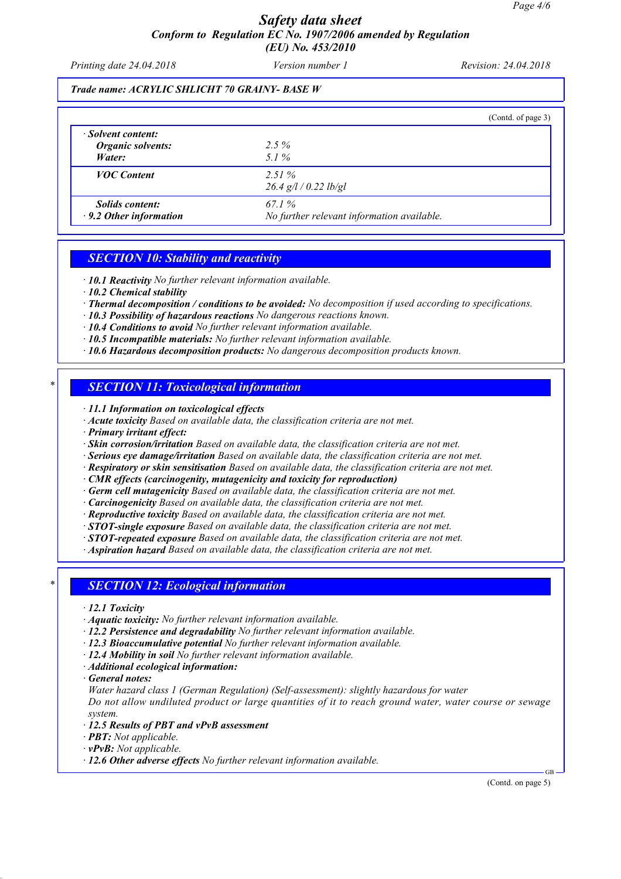Trade name: ACRYLIC SHLICHT 70 GRAINY- BASE W

(Contd. of page 3)

| | |
|---|---|
| · **Solvent content:** | |
| **Organic solvents:** | 2.5 % |
| **Water:** | 5.1 % |
| **VOC Content** | 2.51 %<br>26.4 g/l / 0.22 lb/gl |
| **Solids content:** | 67.1 % |
| · **9.2 Other information** | No further relevant information available. |

## SECTION 10: Stability and reactivity

· **10.1 Reactivity** No further relevant information available.
· **10.2 Chemical stability**
· **Thermal decomposition / conditions to be avoided:** No decomposition if used according to specifications.
· **10.3 Possibility of hazardous reactions** No dangerous reactions known.
· **10.4 Conditions to avoid** No further relevant information available.
· **10.5 Incompatible materials:** No further relevant information available.
· **10.6 Hazardous decomposition products:** No dangerous decomposition products known.

## SECTION 11: Toxicological information

· **11.1 Information on toxicological effects**
· **Acute toxicity** Based on available data, the classification criteria are not met.
· **Primary irritant effect:**
· **Skin corrosion/irritation** Based on available data, the classification criteria are not met.
· **Serious eye damage/irritation** Based on available data, the classification criteria are not met.
· **Respiratory or skin sensitisation** Based on available data, the classification criteria are not met.
· **CMR effects (carcinogenity, mutagenicity and toxicity for reproduction)**
· **Germ cell mutagenicity** Based on available data, the classification criteria are not met.
· **Carcinogenicity** Based on available data, the classification criteria are not met.
· **Reproductive toxicity** Based on available data, the classification criteria are not met.
· **STOT-single exposure** Based on available data, the classification criteria are not met.
· **STOT-repeated exposure** Based on available data, the classification criteria are not met.
· **Aspiration hazard** Based on available data, the classification criteria are not met.

## SECTION 12: Ecological information

· **12.1 Toxicity**
· **Aquatic toxicity:** No further relevant information available.
· **12.2 Persistence and degradability** No further relevant information available.
· **12.3 Bioaccumulative potential** No further relevant information available.
· **12.4 Mobility in soil** No further relevant information available.
· **Additional ecological information:**
· **General notes:**
Water hazard class 1 (German Regulation) (Self-assessment): slightly hazardous for water
Do not allow undiluted product or large quantities of it to reach ground water, water course or sewage system.
· **12.5 Results of PBT and vPvB assessment**
· **PBT:** Not applicable.
· **vPvB:** Not applicable.
· **12.6 Other adverse effects** No further relevant information available.

(Contd. on page 5)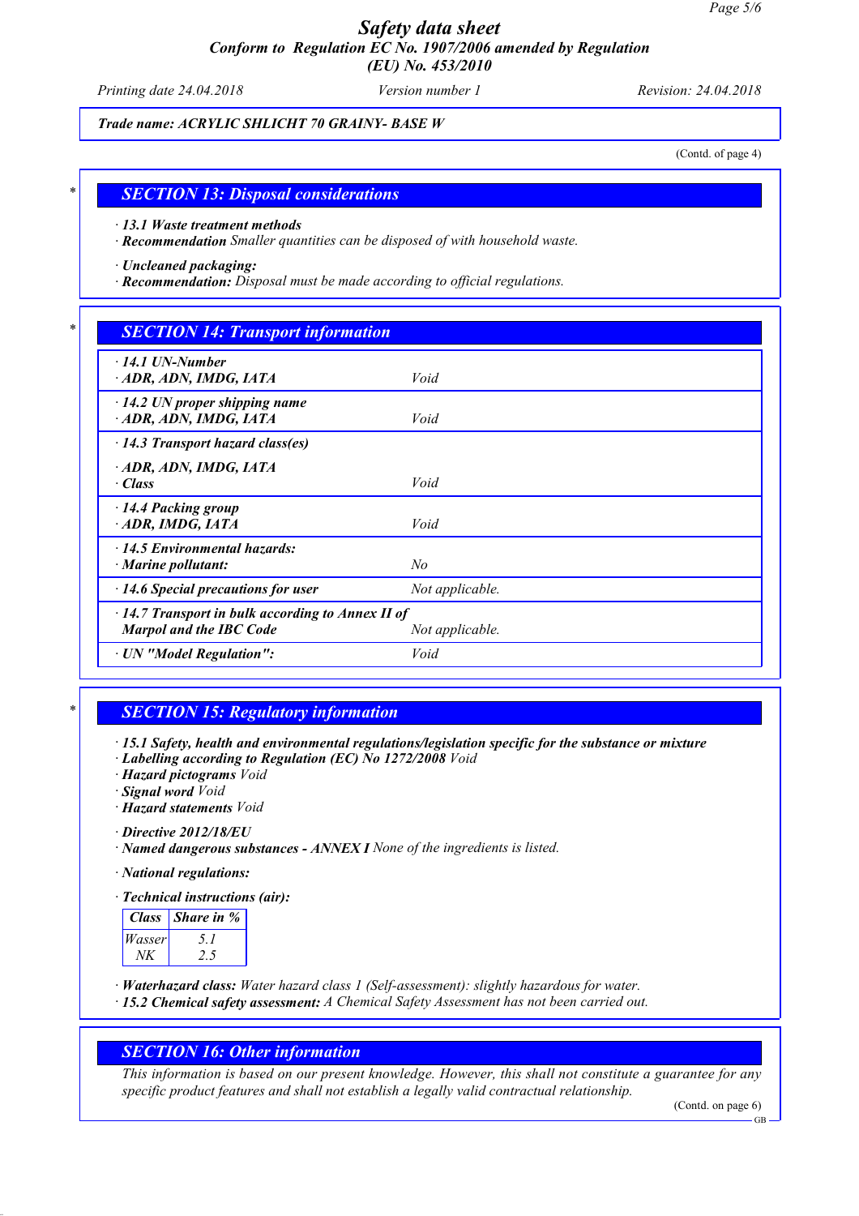**Trade name: ACRYLIC SHLICHT 70 GRAINY- BASE W**

(Contd. of page 4)

## SECTION 13: Disposal considerations

· **13.1 Waste treatment methods**
· **Recommendation** Smaller quantities can be disposed of with household waste.

· **Uncleaned packaging:**
· **Recommendation:** Disposal must be made according to official regulations.

## SECTION 14: Transport information

| | |
|---|---|
| · **14.1 UN-Number** | |
| · **ADR, ADN, IMDG, IATA** | Void |
| · **14.2 UN proper shipping name** | |
| · **ADR, ADN, IMDG, IATA** | Void |
| · **14.3 Transport hazard class(es)** | |
| · **ADR, ADN, IMDG, IATA** | |
| · **Class** | Void |
| · **14.4 Packing group** | |
| · **ADR, IMDG, IATA** | Void |
| · **14.5 Environmental hazards:** | |
| · **Marine pollutant:** | No |
| · **14.6 Special precautions for user** | Not applicable. |
| · **14.7 Transport in bulk according to Annex II of Marpol and the IBC Code** | Not applicable. |
| · **UN "Model Regulation":** | Void |

## SECTION 15: Regulatory information

· **15.1 Safety, health and environmental regulations/legislation specific for the substance or mixture**
· **Labelling according to Regulation (EC) No 1272/2008** Void
· **Hazard pictograms** Void
· **Signal word** Void
· **Hazard statements** Void

· **Directive 2012/18/EU**
· **Named dangerous substances - ANNEX I** None of the ingredients is listed.

· **National regulations:**

· **Technical instructions (air):**

| Class | Share in % |
|---|---|
| Wasser | 5.1 |
| NK | 2.5 |

· **Waterhazard class:** Water hazard class 1 (Self-assessment): slightly hazardous for water.
· **15.2 Chemical safety assessment:** A Chemical Safety Assessment has not been carried out.

## SECTION 16: Other information

This information is based on our present knowledge. However, this shall not constitute a guarantee for any specific product features and shall not establish a legally valid contractual relationship.

(Contd. on page 6)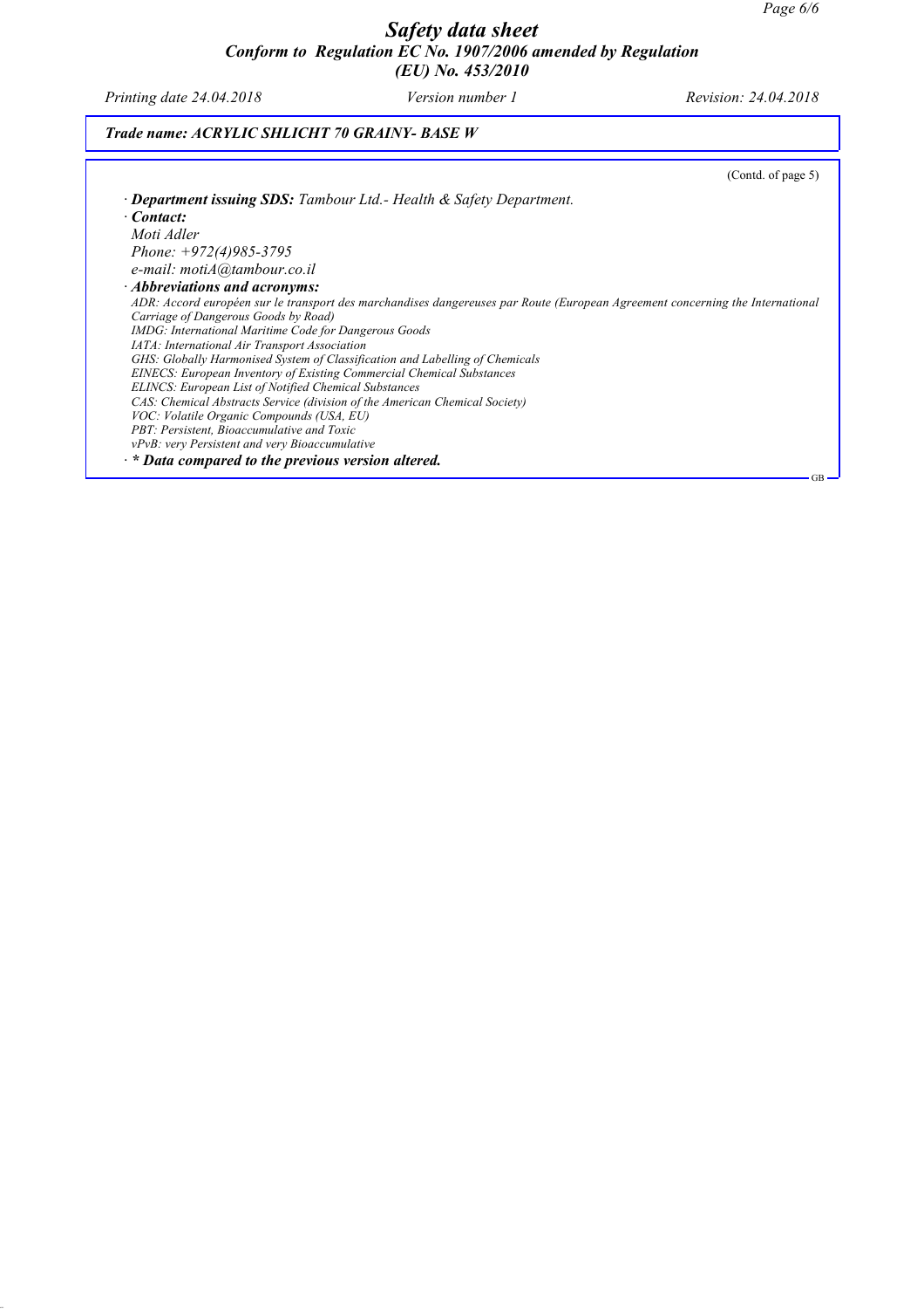*Trade name: ACRYLIC SHLICHT 70 GRAINY- BASE W*

(Contd. of page 5)

· ***Department issuing SDS:*** *Tambour Ltd.- Health & Safety Department.*

· ***Contact:***

*Moti Adler*
*Phone: +972(4)985-3795*
*e-mail: motiA@tambour.co.il*

· ***Abbreviations and acronyms:***

*ADR: Accord européen sur le transport des marchandises dangereuses par Route (European Agreement concerning the International Carriage of Dangerous Goods by Road)*
*IMDG: International Maritime Code for Dangerous Goods*
*IATA: International Air Transport Association*
*GHS: Globally Harmonised System of Classification and Labelling of Chemicals*
*EINECS: European Inventory of Existing Commercial Chemical Substances*
*ELINCS: European List of Notified Chemical Substances*
*CAS: Chemical Abstracts Service (division of the American Chemical Society)*
*VOC: Volatile Organic Compounds (USA, EU)*
*PBT: Persistent, Bioaccumulative and Toxic*
*vPvB: very Persistent and very Bioaccumulative*

· ***\* Data compared to the previous version altered.***

GB